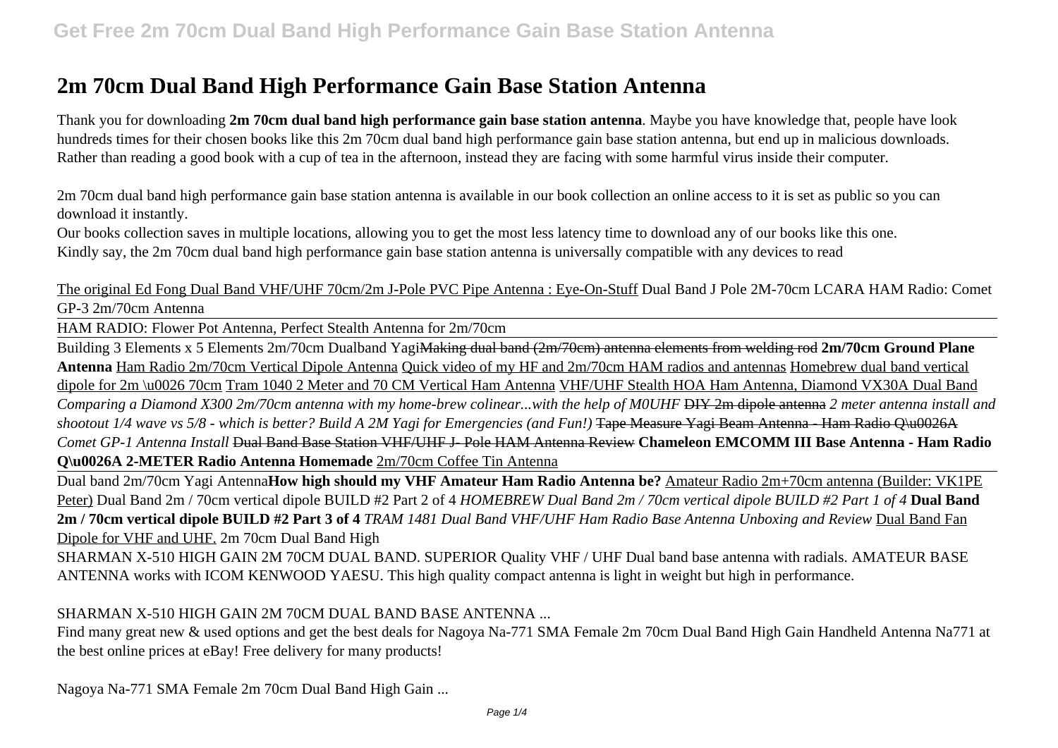# 2m 70cm Dual Band High Performance Gain Base Station Antenna

Thank you for downloading **2m 70cm dual band high performance gain base station antenna**. Maybe you have knowledge that, people have look hundreds times for their chosen books like this 2m 70cm dual band high performance gain base station antenna, but end up in malicious downloads. Rather than reading a good book with a cup of tea in the afternoon, instead they are facing with some harmful virus inside their computer.

2m 70cm dual band high performance gain base station antenna is available in our book collection an online access to it is set as public so you can download it instantly.

Our books collection saves in multiple locations, allowing you to get the most less latency time to download any of our books like this one.

Kindly say, the 2m 70cm dual band high performance gain base station antenna is universally compatible with any devices to read

The original Ed Fong Dual Band VHF/UHF 70cm/2m J-Pole PVC Pipe Antenna : Eye-On-Stuff Dual Band J Pole 2M-70cm LCARA HAM Radio: Comet GP-3 2m/70cm Antenna

HAM RADIO: Flower Pot Antenna, Perfect Stealth Antenna for 2m/70cm

Building 3 Elements x 5 Elements 2m/70cm Dualband Yagi~~Making dual band (2m/70cm) antenna elements from welding rod~~ **2m/70cm Ground Plane Antenna** Ham Radio 2m/70cm Vertical Dipole Antenna Quick video of my HF and 2m/70cm HAM radios and antennas Homebrew dual band vertical dipole for 2m \u0026 70cm Tram 1040 2 Meter and 70 CM Vertical Ham Antenna VHF/UHF Stealth HOA Ham Antenna, Diamond VX30A Dual Band *Comparing a Diamond X300 2m/70cm antenna with my home-brew colinear...with the help of M0UHF* ~~DIY 2m dipole antenna~~ *2 meter antenna install and shootout 1/4 wave vs 5/8 - which is better? Build A 2M Yagi for Emergencies (and Fun!)* ~~Tape Measure Yagi Beam Antenna - Ham Radio Q\u0026A~~ *Comet GP-1 Antenna Install* ~~Dual Band Base Station VHF/UHF J- Pole HAM Antenna Review~~ **Chameleon EMCOMM III Base Antenna - Ham Radio Q\u0026A 2-METER Radio Antenna Homemade** 2m/70cm Coffee Tin Antenna

Dual band 2m/70cm Yagi Antenna**How high should my VHF Amateur Ham Radio Antenna be?** Amateur Radio 2m+70cm antenna (Builder: VK1PE Peter) Dual Band 2m / 70cm vertical dipole BUILD #2 Part 2 of 4 *HOMEBREW Dual Band 2m / 70cm vertical dipole BUILD #2 Part 1 of 4* **Dual Band 2m / 70cm vertical dipole BUILD #2 Part 3 of 4** *TRAM 1481 Dual Band VHF/UHF Ham Radio Base Antenna Unboxing and Review* Dual Band Fan Dipole for VHF and UHF. 2m 70cm Dual Band High

SHARMAN X-510 HIGH GAIN 2M 70CM DUAL BAND. SUPERIOR Quality VHF / UHF Dual band base antenna with radials. AMATEUR BASE ANTENNA works with ICOM KENWOOD YAESU. This high quality compact antenna is light in weight but high in performance.

SHARMAN X-510 HIGH GAIN 2M 70CM DUAL BAND BASE ANTENNA ...

Find many great new & used options and get the best deals for Nagoya Na-771 SMA Female 2m 70cm Dual Band High Gain Handheld Antenna Na771 at the best online prices at eBay! Free delivery for many products!

Nagoya Na-771 SMA Female 2m 70cm Dual Band High Gain ...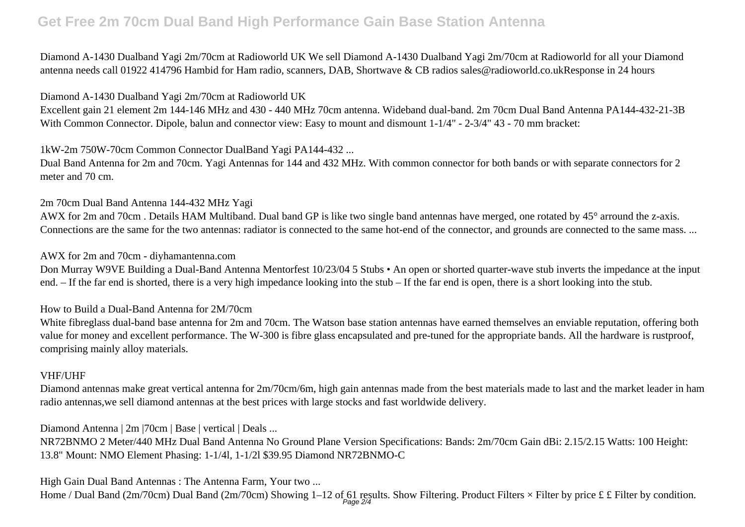Diamond A-1430 Dualband Yagi 2m/70cm at Radioworld UK We sell Diamond A-1430 Dualband Yagi 2m/70cm at Radioworld for all your Diamond antenna needs call 01922 414796 Hambid for Ham radio, scanners, DAB, Shortwave & CB radios sales@radioworld.co.ukResponse in 24 hours

Diamond A-1430 Dualband Yagi 2m/70cm at Radioworld UK

Excellent gain 21 element 2m 144-146 MHz and 430 - 440 MHz 70cm antenna. Wideband dual-band. 2m 70cm Dual Band Antenna PA144-432-21-3B With Common Connector. Dipole, balun and connector view: Easy to mount and dismount 1-1/4" - 2-3/4" 43 - 70 mm bracket:

1kW-2m 750W-70cm Common Connector DualBand Yagi PA144-432 ...

Dual Band Antenna for 2m and 70cm. Yagi Antennas for 144 and 432 MHz. With common connector for both bands or with separate connectors for 2 meter and 70 cm.

2m 70cm Dual Band Antenna 144-432 MHz Yagi

AWX for 2m and 70cm . Details HAM Multiband. Dual band GP is like two single band antennas have merged, one rotated by 45° arround the z-axis. Connections are the same for the two antennas: radiator is connected to the same hot-end of the connector, and grounds are connected to the same mass. ...

AWX for 2m and 70cm - diyhamantenna.com

Don Murray W9VE Building a Dual-Band Antenna Mentorfest 10/23/04 5 Stubs • An open or shorted quarter-wave stub inverts the impedance at the input end. – If the far end is shorted, there is a very high impedance looking into the stub – If the far end is open, there is a short looking into the stub.

How to Build a Dual-Band Antenna for 2M/70cm

White fibreglass dual-band base antenna for 2m and 70cm. The Watson base station antennas have earned themselves an enviable reputation, offering both value for money and excellent performance. The W-300 is fibre glass encapsulated and pre-tuned for the appropriate bands. All the hardware is rustproof, comprising mainly alloy materials.

VHF/UHF

Diamond antennas make great vertical antenna for 2m/70cm/6m, high gain antennas made from the best materials made to last and the market leader in ham radio antennas,we sell diamond antennas at the best prices with large stocks and fast worldwide delivery.

Diamond Antenna | 2m |70cm | Base | vertical | Deals ...

NR72BNMO 2 Meter/440 MHz Dual Band Antenna No Ground Plane Version Specifications: Bands: 2m/70cm Gain dBi: 2.15/2.15 Watts: 100 Height: 13.8" Mount: NMO Element Phasing: 1-1/4l, 1-1/2l $39.95 Diamond NR72BNMO-C

High Gain Dual Band Antennas : The Antenna Farm, Your two ...

Home / Dual Band (2m/70cm) Dual Band (2m/70cm) Showing 1–12 of 61 results. Show Filtering. Product Filters × Filter by price £ £ Filter by condition.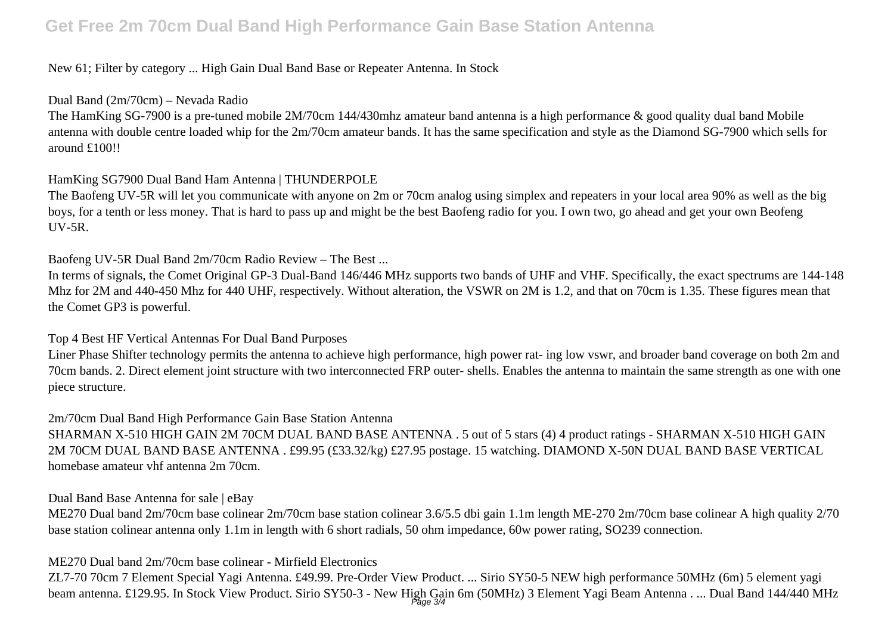New 61; Filter by category ... High Gain Dual Band Base or Repeater Antenna. In Stock

Dual Band (2m/70cm) – Nevada Radio

The HamKing SG-7900 is a pre-tuned mobile 2M/70cm 144/430mhz amateur band antenna is a high performance & good quality dual band Mobile antenna with double centre loaded whip for the 2m/70cm amateur bands. It has the same specification and style as the Diamond SG-7900 which sells for around £100!!

HamKing SG7900 Dual Band Ham Antenna | THUNDERPOLE

The Baofeng UV-5R will let you communicate with anyone on 2m or 70cm analog using simplex and repeaters in your local area 90% as well as the big boys, for a tenth or less money. That is hard to pass up and might be the best Baofeng radio for you. I own two, go ahead and get your own Beofeng UV-5R.

Baofeng UV-5R Dual Band 2m/70cm Radio Review – The Best ...

In terms of signals, the Comet Original GP-3 Dual-Band 146/446 MHz supports two bands of UHF and VHF. Specifically, the exact spectrums are 144-148 Mhz for 2M and 440-450 Mhz for 440 UHF, respectively. Without alteration, the VSWR on 2M is 1.2, and that on 70cm is 1.35. These figures mean that the Comet GP3 is powerful.

Top 4 Best HF Vertical Antennas For Dual Band Purposes

Liner Phase Shifter technology permits the antenna to achieve high performance, high power rat- ing low vswr, and broader band coverage on both 2m and 70cm bands. 2. Direct element joint structure with two interconnected FRP outer- shells. Enables the antenna to maintain the same strength as one with one piece structure.

2m/70cm Dual Band High Performance Gain Base Station Antenna

SHARMAN X-510 HIGH GAIN 2M 70CM DUAL BAND BASE ANTENNA . 5 out of 5 stars (4) 4 product ratings - SHARMAN X-510 HIGH GAIN 2M 70CM DUAL BAND BASE ANTENNA . £99.95 (£33.32/kg) £27.95 postage. 15 watching. DIAMOND X-50N DUAL BAND BASE VERTICAL homebase amateur vhf antenna 2m 70cm.

Dual Band Base Antenna for sale | eBay

ME270 Dual band 2m/70cm base colinear 2m/70cm base station colinear 3.6/5.5 dbi gain 1.1m length ME-270 2m/70cm base colinear A high quality 2/70 base station colinear antenna only 1.1m in length with 6 short radials, 50 ohm impedance, 60w power rating, SO239 connection.

ME270 Dual band 2m/70cm base colinear - Mirfield Electronics

ZL7-70 70cm 7 Element Special Yagi Antenna. £49.99. Pre-Order View Product. ... Sirio SY50-5 NEW high performance 50MHz (6m) 5 element yagi beam antenna. £129.95. In Stock View Product. Sirio SY50-3 - New High Gain 6m (50MHz) 3 Element Yagi Beam Antenna . ... Dual Band 144/440 MHz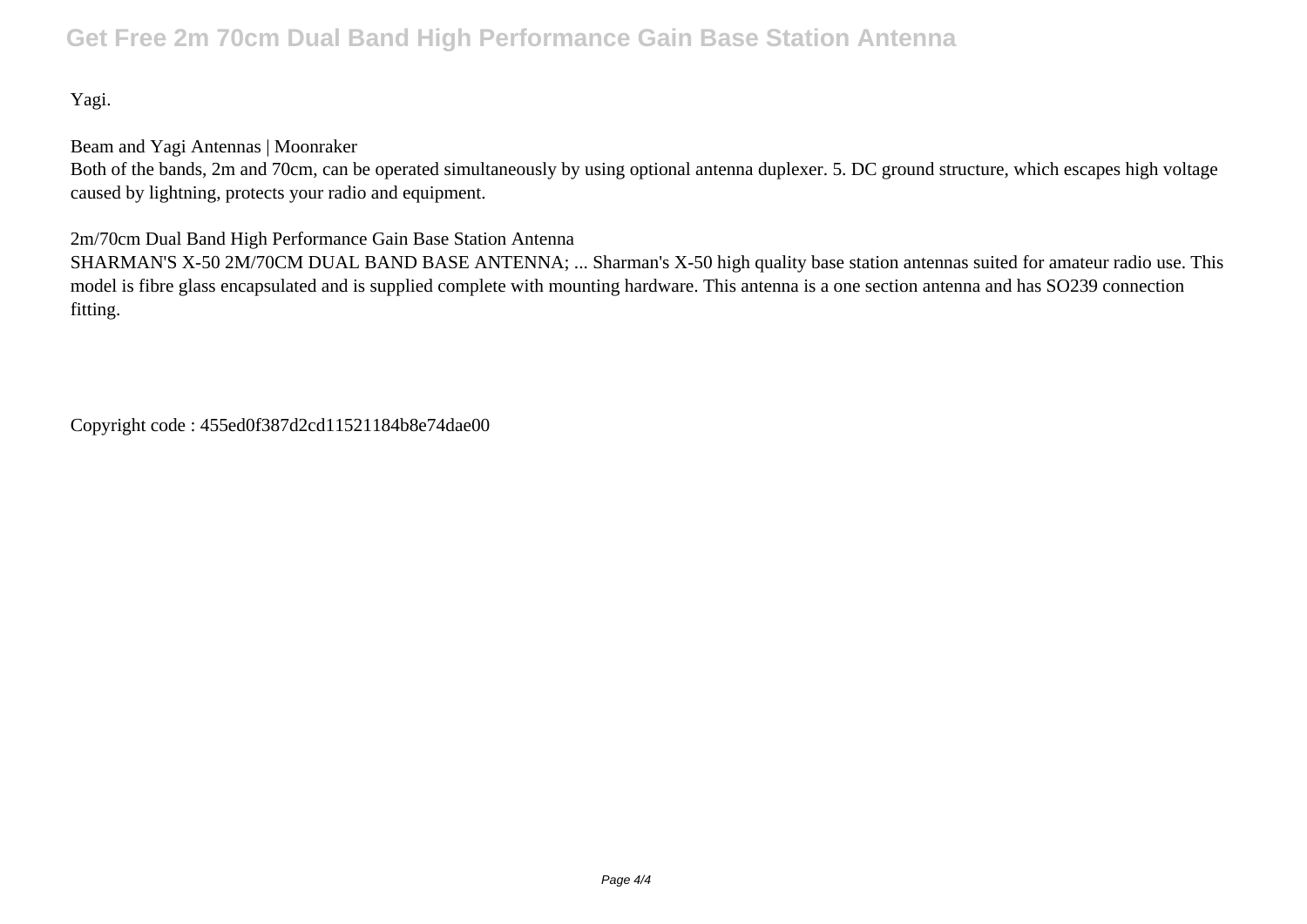Yagi.

Beam and Yagi Antennas | Moonraker
Both of the bands, 2m and 70cm, can be operated simultaneously by using optional antenna duplexer. 5. DC ground structure, which escapes high voltage caused by lightning, protects your radio and equipment.

2m/70cm Dual Band High Performance Gain Base Station Antenna
SHARMAN'S X-50 2M/70CM DUAL BAND BASE ANTENNA; ... Sharman's X-50 high quality base station antennas suited for amateur radio use. This model is fibre glass encapsulated and is supplied complete with mounting hardware. This antenna is a one section antenna and has SO239 connection fitting.

Copyright code : 455ed0f387d2cd11521184b8e74dae00